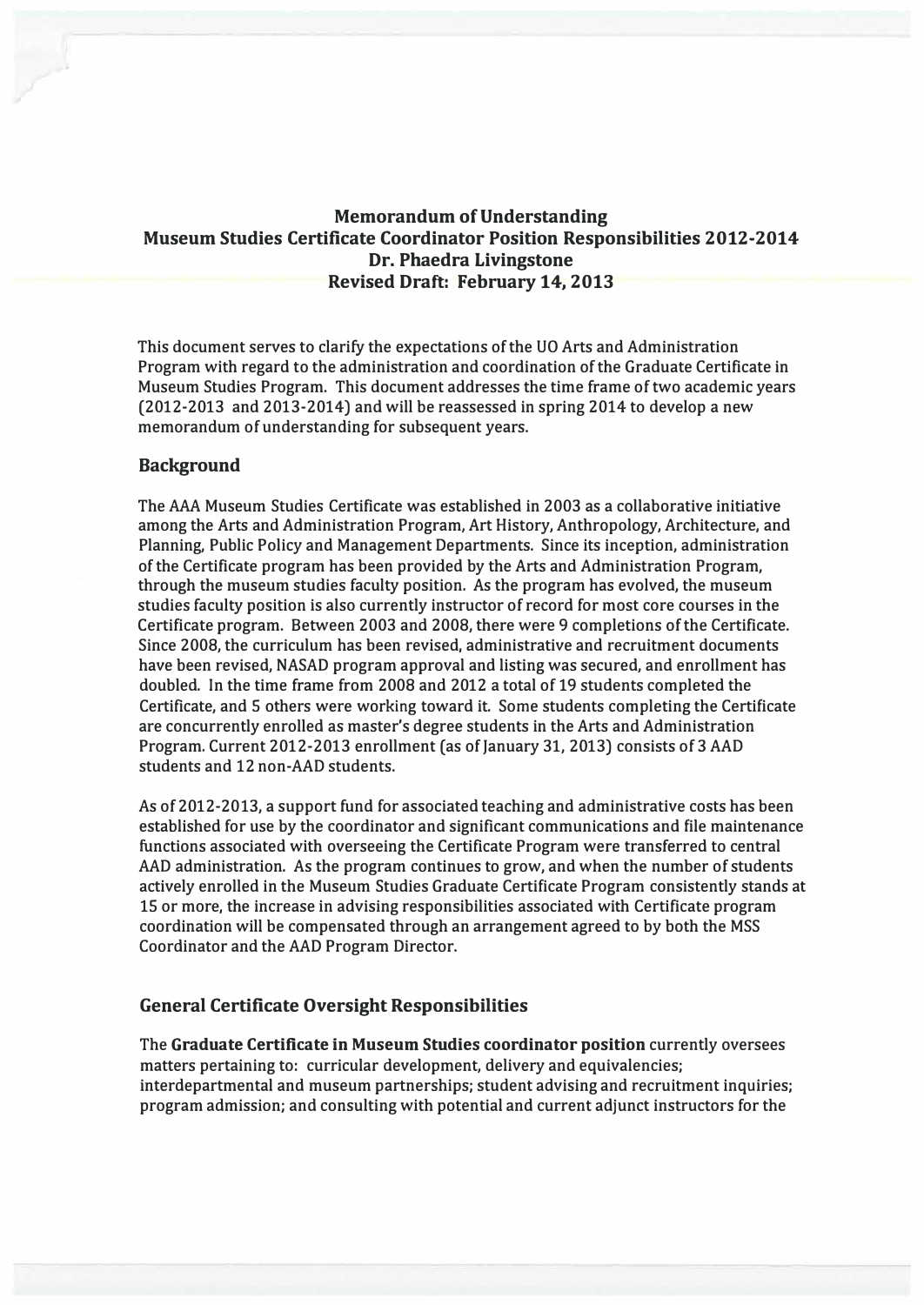# Memorandum of Understanding
# Museum Studies Certificate Coordinator Position Responsibilities 2012-2014
# Dr. Phaedra Livingstone
# Revised Draft: February 14, 2013

This document serves to clarify the expectations of the UO Arts and Administration Program with regard to the administration and coordination of the Graduate Certificate in Museum Studies Program. This document addresses the time frame of two academic years (2012-2013 and 2013-2014) and will be reassessed in spring 2014 to develop a new memorandum of understanding for subsequent years.

## Background

The AAA Museum Studies Certificate was established in 2003 as a collaborative initiative among the Arts and Administration Program, Art History, Anthropology, Architecture, and Planning, Public Policy and Management Departments. Since its inception, administration of the Certificate program has been provided by the Arts and Administration Program, through the museum studies faculty position. As the program has evolved, the museum studies faculty position is also currently instructor of record for most core courses in the Certificate program. Between 2003 and 2008, there were 9 completions of the Certificate. Since 2008, the curriculum has been revised, administrative and recruitment documents have been revised, NASAD program approval and listing was secured, and enrollment has doubled. In the time frame from 2008 and 2012 a total of 19 students completed the Certificate, and 5 others were working toward it. Some students completing the Certificate are concurrently enrolled as master's degree students in the Arts and Administration Program. Current 2012-2013 enrollment (as of January 31, 2013) consists of 3 AAD students and 12 non-AAD students.

As of 2012-2013, a support fund for associated teaching and administrative costs has been established for use by the coordinator and significant communications and file maintenance functions associated with overseeing the Certificate Program were transferred to central AAD administration. As the program continues to grow, and when the number of students actively enrolled in the Museum Studies Graduate Certificate Program consistently stands at 15 or more, the increase in advising responsibilities associated with Certificate program coordination will be compensated through an arrangement agreed to by both the MSS Coordinator and the AAD Program Director.

## General Certificate Oversight Responsibilities

The **Graduate Certificate in Museum Studies coordinator position** currently oversees matters pertaining to: curricular development, delivery and equivalencies; interdepartmental and museum partnerships; student advising and recruitment inquiries; program admission; and consulting with potential and current adjunct instructors for the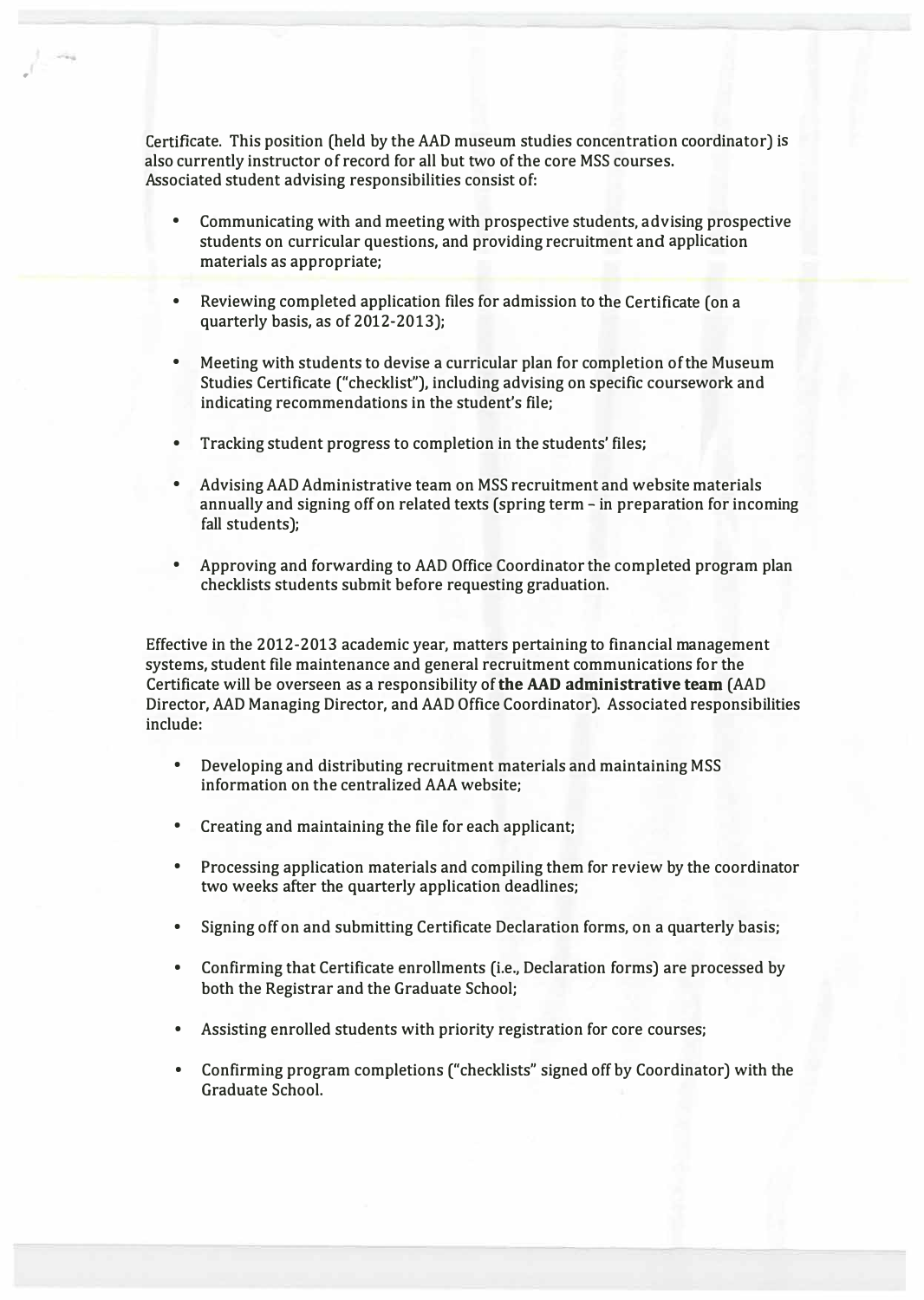Certificate. This position (held by the AAD museum studies concentration coordinator) is also currently instructor of record for all but two of the core MSS courses. Associated student advising responsibilities consist of:

- Communicating with and meeting with prospective students, advising prospective students on curricular questions, and providing recruitment and application materials as appropriate;
- Reviewing completed application files for admission to the Certificate (on a quarterly basis, as of 2012-2013);
- Meeting with students to devise a curricular plan for completion of the Museum Studies Certificate ("checklist"), including advising on specific coursework and indicating recommendations in the student's file;
- Tracking student progress to completion in the students' files;
- Advising AAD Administrative team on MSS recruitment and website materials annually and signing off on related texts (spring term – in preparation for incoming fall students);
- Approving and forwarding to AAD Office Coordinator the completed program plan checklists students submit before requesting graduation.

Effective in the 2012-2013 academic year, matters pertaining to financial management systems, student file maintenance and general recruitment communications for the Certificate will be overseen as a responsibility of **the AAD administrative team** (AAD Director, AAD Managing Director, and AAD Office Coordinator). Associated responsibilities include:

- Developing and distributing recruitment materials and maintaining MSS information on the centralized AAA website;
- Creating and maintaining the file for each applicant;
- Processing application materials and compiling them for review by the coordinator two weeks after the quarterly application deadlines;
- Signing off on and submitting Certificate Declaration forms, on a quarterly basis;
- Confirming that Certificate enrollments (i.e., Declaration forms) are processed by both the Registrar and the Graduate School;
- Assisting enrolled students with priority registration for core courses;
- Confirming program completions ("checklists" signed off by Coordinator) with the Graduate School.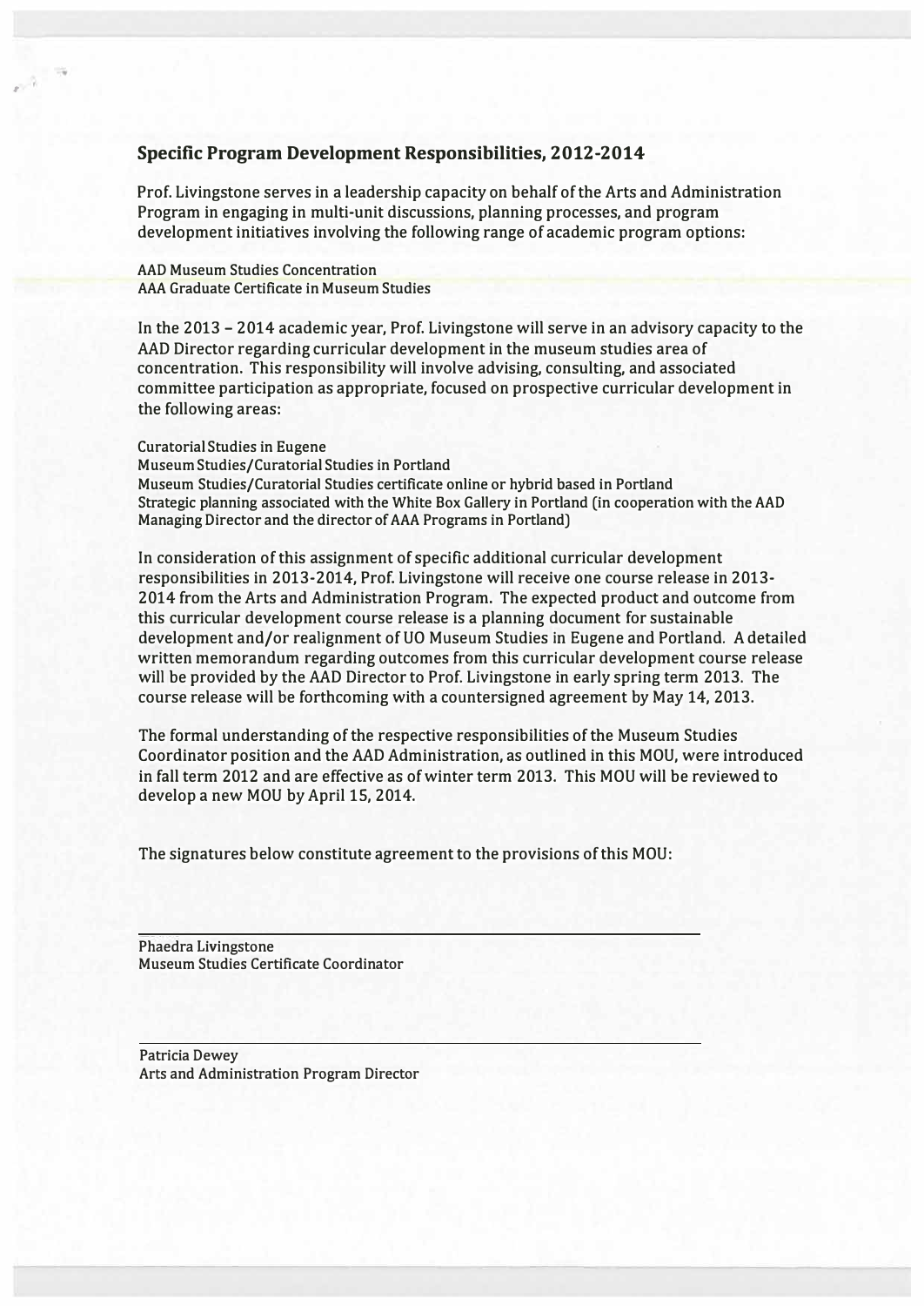## Specific Program Development Responsibilities, 2012-2014

Prof. Livingstone serves in a leadership capacity on behalf of the Arts and Administration Program in engaging in multi-unit discussions, planning processes, and program development initiatives involving the following range of academic program options:

AAD Museum Studies Concentration
AAA Graduate Certificate in Museum Studies

In the 2013 – 2014 academic year, Prof. Livingstone will serve in an advisory capacity to the AAD Director regarding curricular development in the museum studies area of concentration. This responsibility will involve advising, consulting, and associated committee participation as appropriate, focused on prospective curricular development in the following areas:

Curatorial Studies in Eugene
Museum Studies/Curatorial Studies in Portland
Museum Studies/Curatorial Studies certificate online or hybrid based in Portland
Strategic planning associated with the White Box Gallery in Portland (in cooperation with the AAD Managing Director and the director of AAA Programs in Portland)

In consideration of this assignment of specific additional curricular development responsibilities in 2013-2014, Prof. Livingstone will receive one course release in 2013-2014 from the Arts and Administration Program. The expected product and outcome from this curricular development course release is a planning document for sustainable development and/or realignment of UO Museum Studies in Eugene and Portland. A detailed written memorandum regarding outcomes from this curricular development course release will be provided by the AAD Director to Prof. Livingstone in early spring term 2013. The course release will be forthcoming with a countersigned agreement by May 14, 2013.

The formal understanding of the respective responsibilities of the Museum Studies Coordinator position and the AAD Administration, as outlined in this MOU, were introduced in fall term 2012 and are effective as of winter term 2013. This MOU will be reviewed to develop a new MOU by April 15, 2014.

The signatures below constitute agreement to the provisions of this MOU:

Phaedra Livingstone
Museum Studies Certificate Coordinator

Patricia Dewey
Arts and Administration Program Director